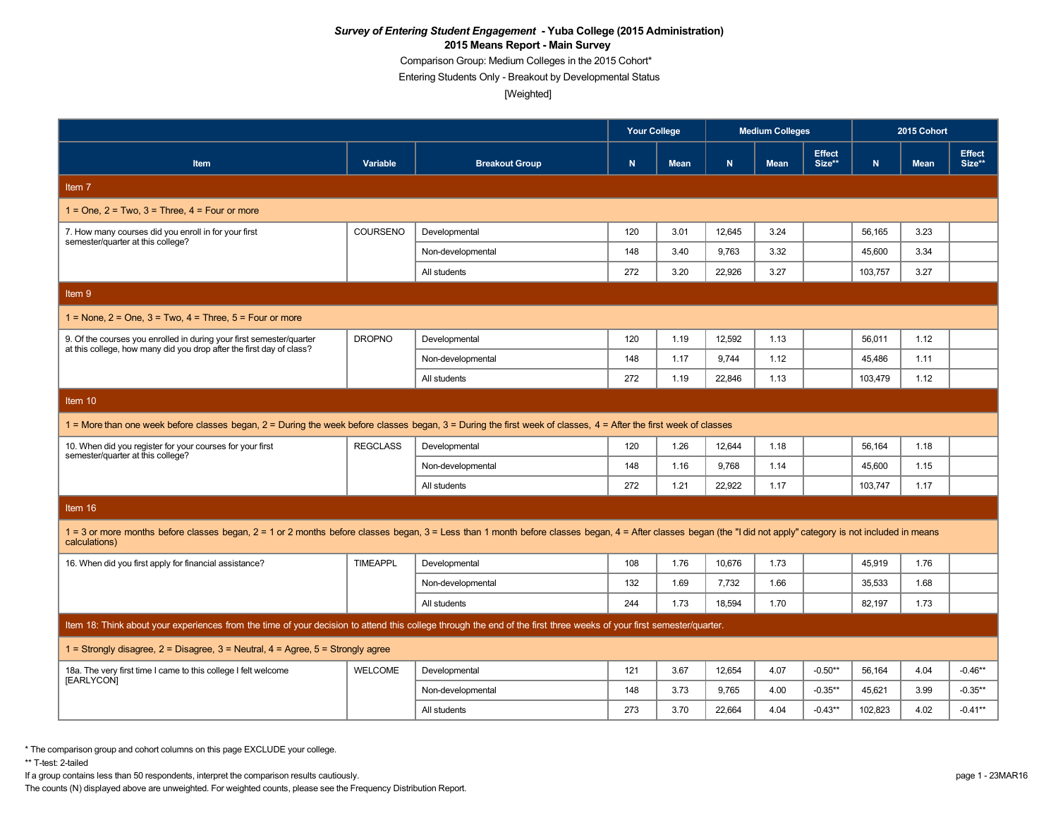***Survey of Entering Student Engagement* - Yuba College (2015 Administration)**

**2015 Means Report - Main Survey**

Comparison Group: Medium Colleges in the 2015 Cohort*

Entering Students Only - Breakout by Developmental Status

[Weighted]

| | | | Your College | | Medium Colleges | | | 2015 Cohort | | |
|---|---|---|---|---|---|---|---|---|---|---|
| **Item** | **Variable** | **Breakout Group** | **N** | **Mean** | **N** | **Mean** | **Effect Size**** | **N** | **Mean** | **Effect Size**** |
| **Item 7** | | | | | | | | | | |
| 1 = One, 2 = Two, 3 = Three, 4 = Four or more | | | | | | | | | | |
| 7. How many courses did you enroll in for your first semester/quarter at this college? | COURSENO | Developmental | 120 | 3.01 | 12,645 | 3.24 | | 56,165 | 3.23 | |
| | | Non-developmental | 148 | 3.40 | 9,763 | 3.32 | | 45,600 | 3.34 | |
| | | All students | 272 | 3.20 | 22,926 | 3.27 | | 103,757 | 3.27 | |
| **Item 9** | | | | | | | | | | |
| 1 = None, 2 = One, 3 = Two, 4 = Three, 5 = Four or more | | | | | | | | | | |
| 9. Of the courses you enrolled in during your first semester/quarter at this college, how many did you drop after the first day of class? | DROPNO | Developmental | 120 | 1.19 | 12,592 | 1.13 | | 56,011 | 1.12 | |
| | | Non-developmental | 148 | 1.17 | 9,744 | 1.12 | | 45,486 | 1.11 | |
| | | All students | 272 | 1.19 | 22,846 | 1.13 | | 103,479 | 1.12 | |
| **Item 10** | | | | | | | | | | |
| 1 = More than one week before classes began, 2 = During the week before classes began, 3 = During the first week of classes, 4 = After the first week of classes | | | | | | | | | | |
| 10. When did you register for your courses for your first semester/quarter at this college? | REGCLASS | Developmental | 120 | 1.26 | 12,644 | 1.18 | | 56,164 | 1.18 | |
| | | Non-developmental | 148 | 1.16 | 9,768 | 1.14 | | 45,600 | 1.15 | |
| | | All students | 272 | 1.21 | 22,922 | 1.17 | | 103,747 | 1.17 | |
| **Item 16** | | | | | | | | | | |
| 1 = 3 or more months before classes began, 2 = 1 or 2 months before classes began, 3 = Less than 1 month before classes began, 4 = After classes began (the "I did not apply" category is not included in means calculations) | | | | | | | | | | |
| 16. When did you first apply for financial assistance? | TIMEAPPL | Developmental | 108 | 1.76 | 10,676 | 1.73 | | 45,919 | 1.76 | |
| | | Non-developmental | 132 | 1.69 | 7,732 | 1.66 | | 35,533 | 1.68 | |
| | | All students | 244 | 1.73 | 18,594 | 1.70 | | 82,197 | 1.73 | |
| **Item 18: Think about your experiences from the time of your decision to attend this college through the end of the first three weeks of your first semester/quarter.** | | | | | | | | | | |
| 1 = Strongly disagree, 2 = Disagree, 3 = Neutral, 4 = Agree, 5 = Strongly agree | | | | | | | | | | |
| 18a. The very first time I came to this college I felt welcome [EARLYCON] | WELCOME | Developmental | 121 | 3.67 | 12,654 | 4.07 | -0.50** | 56,164 | 4.04 | -0.46** |
| | | Non-developmental | 148 | 3.73 | 9,765 | 4.00 | -0.35** | 45,621 | 3.99 | -0.35** |
| | | All students | 273 | 3.70 | 22,664 | 4.04 | -0.43** | 102,823 | 4.02 | -0.41** |

* The comparison group and cohort columns on this page EXCLUDE your college.

** T-test: 2-tailed

If a group contains less than 50 respondents, interpret the comparison results cautiously.

The counts (N) displayed above are unweighted. For weighted counts, please see the Frequency Distribution Report.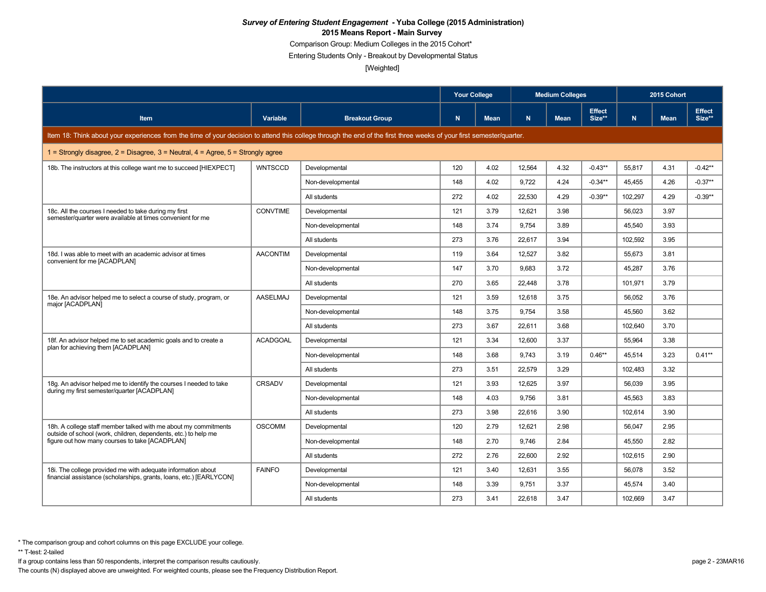***Survey of Entering Student Engagement* - Yuba College (2015 Administration)**

**2015 Means Report - Main Survey**

Comparison Group: Medium Colleges in the 2015 Cohort*

Entering Students Only - Breakout by Developmental Status

[Weighted]

| | | | Your College | | Medium Colleges | | | 2015 Cohort | | |
|---|---|---|---|---|---|---|---|---|---|---|
| **Item** | **Variable** | **Breakout Group** | **N** | **Mean** | **N** | **Mean** | **Effect Size**** | **N** | **Mean** | **Effect Size**** |
| **Item 18: Think about your experiences from the time of your decision to attend this college through the end of the first three weeks of your first semester/quarter.** | | | | | | | | | | |
| 1 = Strongly disagree, 2 = Disagree, 3 = Neutral, 4 = Agree, 5 = Strongly agree | | | | | | | | | | |
| 18b. The instructors at this college want me to succeed [HIEXPECT] | WNTSCCD | Developmental | 120 | 4.02 | 12,564 | 4.32 | -0.43** | 55,817 | 4.31 | -0.42** |
| | | Non-developmental | 148 | 4.02 | 9,722 | 4.24 | -0.34** | 45,455 | 4.26 | -0.37** |
| | | All students | 272 | 4.02 | 22,530 | 4.29 | -0.39** | 102,297 | 4.29 | -0.39** |
| 18c. All the courses I needed to take during my first semester/quarter were available at times convenient for me | CONVTIME | Developmental | 121 | 3.79 | 12,621 | 3.98 | | 56,023 | 3.97 | |
| | | Non-developmental | 148 | 3.74 | 9,754 | 3.89 | | 45,540 | 3.93 | |
| | | All students | 273 | 3.76 | 22,617 | 3.94 | | 102,592 | 3.95 | |
| 18d. I was able to meet with an academic advisor at times convenient for me [ACADPLAN] | AACONTIM | Developmental | 119 | 3.64 | 12,527 | 3.82 | | 55,673 | 3.81 | |
| | | Non-developmental | 147 | 3.70 | 9,683 | 3.72 | | 45,287 | 3.76 | |
| | | All students | 270 | 3.65 | 22,448 | 3.78 | | 101,971 | 3.79 | |
| 18e. An advisor helped me to select a course of study, program, or major [ACADPLAN] | AASELMAJ | Developmental | 121 | 3.59 | 12,618 | 3.75 | | 56,052 | 3.76 | |
| | | Non-developmental | 148 | 3.75 | 9,754 | 3.58 | | 45,560 | 3.62 | |
| | | All students | 273 | 3.67 | 22,611 | 3.68 | | 102,640 | 3.70 | |
| 18f. An advisor helped me to set academic goals and to create a plan for achieving them [ACADPLAN] | ACADGOAL | Developmental | 121 | 3.34 | 12,600 | 3.37 | | 55,964 | 3.38 | |
| | | Non-developmental | 148 | 3.68 | 9,743 | 3.19 | 0.46** | 45,514 | 3.23 | 0.41** |
| | | All students | 273 | 3.51 | 22,579 | 3.29 | | 102,483 | 3.32 | |
| 18g. An advisor helped me to identify the courses I needed to take during my first semester/quarter [ACADPLAN] | CRSADV | Developmental | 121 | 3.93 | 12,625 | 3.97 | | 56,039 | 3.95 | |
| | | Non-developmental | 148 | 4.03 | 9,756 | 3.81 | | 45,563 | 3.83 | |
| | | All students | 273 | 3.98 | 22,616 | 3.90 | | 102,614 | 3.90 | |
| 18h. A college staff member talked with me about my commitments outside of school (work, children, dependents, etc.) to help me figure out how many courses to take [ACADPLAN] | OSCOMM | Developmental | 120 | 2.79 | 12,621 | 2.98 | | 56,047 | 2.95 | |
| | | Non-developmental | 148 | 2.70 | 9,746 | 2.84 | | 45,550 | 2.82 | |
| | | All students | 272 | 2.76 | 22,600 | 2.92 | | 102,615 | 2.90 | |
| 18i. The college provided me with adequate information about financial assistance (scholarships, grants, loans, etc.) [EARLYCON] | FAINFO | Developmental | 121 | 3.40 | 12,631 | 3.55 | | 56,078 | 3.52 | |
| | | Non-developmental | 148 | 3.39 | 9,751 | 3.37 | | 45,574 | 3.40 | |
| | | All students | 273 | 3.41 | 22,618 | 3.47 | | 102,669 | 3.47 | |

* The comparison group and cohort columns on this page EXCLUDE your college.

** T-test: 2-tailed

If a group contains less than 50 respondents, interpret the comparison results cautiously.

The counts (N) displayed above are unweighted. For weighted counts, please see the Frequency Distribution Report.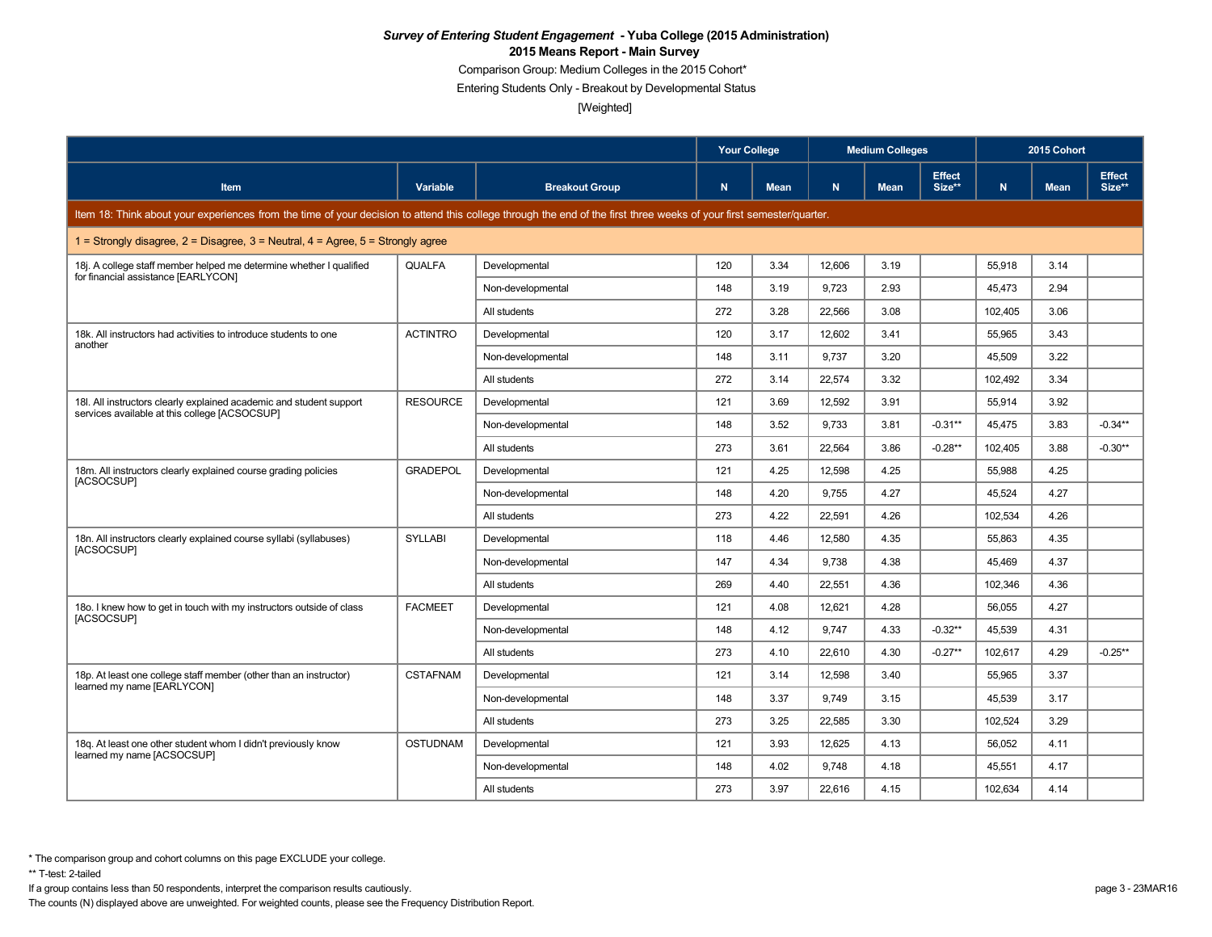***Survey of Entering Student Engagement* - Yuba College (2015 Administration)**

**2015 Means Report - Main Survey**

Comparison Group: Medium Colleges in the 2015 Cohort*

Entering Students Only - Breakout by Developmental Status

[Weighted]

| | | | Your College | | Medium Colleges | | | 2015 Cohort | | |
|---|---|---|---|---|---|---|---|---|---|---|
| **Item** | **Variable** | **Breakout Group** | **N** | **Mean** | **N** | **Mean** | **Effect Size**** | **N** | **Mean** | **Effect Size**** |
| Item 18: Think about your experiences from the time of your decision to attend this college through the end of the first three weeks of your first semester/quarter. | | | | | | | | | | |
| 1 = Strongly disagree, 2 = Disagree, 3 = Neutral, 4 = Agree, 5 = Strongly agree | | | | | | | | | | |
| 18j. A college staff member helped me determine whether I qualified for financial assistance [EARLYCON] | QUALFA | Developmental | 120 | 3.34 | 12,606 | 3.19 | | 55,918 | 3.14 | |
| | | Non-developmental | 148 | 3.19 | 9,723 | 2.93 | | 45,473 | 2.94 | |
| | | All students | 272 | 3.28 | 22,566 | 3.08 | | 102,405 | 3.06 | |
| 18k. All instructors had activities to introduce students to one another | ACTINTRO | Developmental | 120 | 3.17 | 12,602 | 3.41 | | 55,965 | 3.43 | |
| | | Non-developmental | 148 | 3.11 | 9,737 | 3.20 | | 45,509 | 3.22 | |
| | | All students | 272 | 3.14 | 22,574 | 3.32 | | 102,492 | 3.34 | |
| 18l. All instructors clearly explained academic and student support services available at this college [ACSOCSUP] | RESOURCE | Developmental | 121 | 3.69 | 12,592 | 3.91 | | 55,914 | 3.92 | |
| | | Non-developmental | 148 | 3.52 | 9,733 | 3.81 | -0.31** | 45,475 | 3.83 | -0.34** |
| | | All students | 273 | 3.61 | 22,564 | 3.86 | -0.28** | 102,405 | 3.88 | -0.30** |
| 18m. All instructors clearly explained course grading policies [ACSOCSUP] | GRADEPOL | Developmental | 121 | 4.25 | 12,598 | 4.25 | | 55,988 | 4.25 | |
| | | Non-developmental | 148 | 4.20 | 9,755 | 4.27 | | 45,524 | 4.27 | |
| | | All students | 273 | 4.22 | 22,591 | 4.26 | | 102,534 | 4.26 | |
| 18n. All instructors clearly explained course syllabi (syllabuses) [ACSOCSUP] | SYLLABI | Developmental | 118 | 4.46 | 12,580 | 4.35 | | 55,863 | 4.35 | |
| | | Non-developmental | 147 | 4.34 | 9,738 | 4.38 | | 45,469 | 4.37 | |
| | | All students | 269 | 4.40 | 22,551 | 4.36 | | 102,346 | 4.36 | |
| 18o. I knew how to get in touch with my instructors outside of class [ACSOCSUP] | FACMEET | Developmental | 121 | 4.08 | 12,621 | 4.28 | | 56,055 | 4.27 | |
| | | Non-developmental | 148 | 4.12 | 9,747 | 4.33 | -0.32** | 45,539 | 4.31 | |
| | | All students | 273 | 4.10 | 22,610 | 4.30 | -0.27** | 102,617 | 4.29 | -0.25** |
| 18p. At least one college staff member (other than an instructor) learned my name [EARLYCON] | CSTAFNAM | Developmental | 121 | 3.14 | 12,598 | 3.40 | | 55,965 | 3.37 | |
| | | Non-developmental | 148 | 3.37 | 9,749 | 3.15 | | 45,539 | 3.17 | |
| | | All students | 273 | 3.25 | 22,585 | 3.30 | | 102,524 | 3.29 | |
| 18q. At least one other student whom I didn't previously know learned my name [ACSOCSUP] | OSTUDNAM | Developmental | 121 | 3.93 | 12,625 | 4.13 | | 56,052 | 4.11 | |
| | | Non-developmental | 148 | 4.02 | 9,748 | 4.18 | | 45,551 | 4.17 | |
| | | All students | 273 | 3.97 | 22,616 | 4.15 | | 102,634 | 4.14 | |

* The comparison group and cohort columns on this page EXCLUDE your college.

** T-test: 2-tailed

If a group contains less than 50 respondents, interpret the comparison results cautiously.

The counts (N) displayed above are unweighted. For weighted counts, please see the Frequency Distribution Report.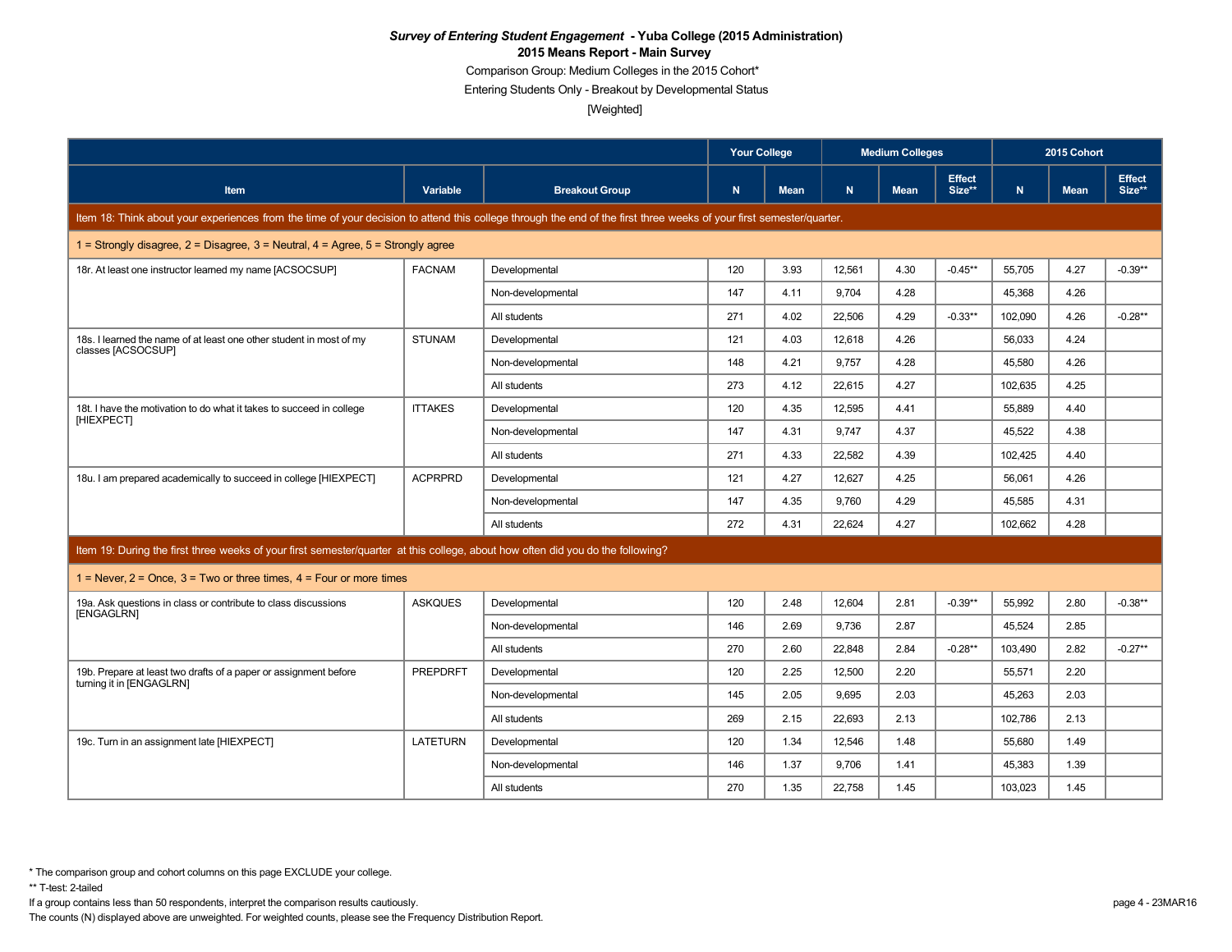***Survey of Entering Student Engagement* - Yuba College (2015 Administration)**

**2015 Means Report - Main Survey**

Comparison Group: Medium Colleges in the 2015 Cohort*

Entering Students Only - Breakout by Developmental Status

[Weighted]

| Item | Variable | Breakout Group | Your College | | Medium Colleges | | | 2015 Cohort | | |
|---|---|---|---|---|---|---|---|---|---|---|
| | | | N | Mean | N | Mean | Effect Size** | N | Mean | Effect Size** |
| **Item 18: Think about your experiences from the time of your decision to attend this college through the end of the first three weeks of your first semester/quarter.** | | | | | | | | | | |
| 1 = Strongly disagree, 2 = Disagree, 3 = Neutral, 4 = Agree, 5 = Strongly agree | | | | | | | | | | |
| 18r. At least one instructor learned my name [ACSOCSUP] | FACNAM | Developmental | 120 | 3.93 | 12,561 | 4.30 | -0.45** | 55,705 | 4.27 | -0.39** |
| | | Non-developmental | 147 | 4.11 | 9,704 | 4.28 | | 45,368 | 4.26 | |
| | | All students | 271 | 4.02 | 22,506 | 4.29 | -0.33** | 102,090 | 4.26 | -0.28** |
| 18s. I learned the name of at least one other student in most of my classes [ACSOCSUP] | STUNAM | Developmental | 121 | 4.03 | 12,618 | 4.26 | | 56,033 | 4.24 | |
| | | Non-developmental | 148 | 4.21 | 9,757 | 4.28 | | 45,580 | 4.26 | |
| | | All students | 273 | 4.12 | 22,615 | 4.27 | | 102,635 | 4.25 | |
| 18t. I have the motivation to do what it takes to succeed in college [HIEXPECT] | ITTAKES | Developmental | 120 | 4.35 | 12,595 | 4.41 | | 55,889 | 4.40 | |
| | | Non-developmental | 147 | 4.31 | 9,747 | 4.37 | | 45,522 | 4.38 | |
| | | All students | 271 | 4.33 | 22,582 | 4.39 | | 102,425 | 4.40 | |
| 18u. I am prepared academically to succeed in college [HIEXPECT] | ACPRPRD | Developmental | 121 | 4.27 | 12,627 | 4.25 | | 56,061 | 4.26 | |
| | | Non-developmental | 147 | 4.35 | 9,760 | 4.29 | | 45,585 | 4.31 | |
| | | All students | 272 | 4.31 | 22,624 | 4.27 | | 102,662 | 4.28 | |
| **Item 19: During the first three weeks of your first semester/quarter at this college, about how often did you do the following?** | | | | | | | | | | |
| 1 = Never, 2 = Once, 3 = Two or three times, 4 = Four or more times | | | | | | | | | | |
| 19a. Ask questions in class or contribute to class discussions [ENGAGLRN] | ASKQUES | Developmental | 120 | 2.48 | 12,604 | 2.81 | -0.39** | 55,992 | 2.80 | -0.38** |
| | | Non-developmental | 146 | 2.69 | 9,736 | 2.87 | | 45,524 | 2.85 | |
| | | All students | 270 | 2.60 | 22,848 | 2.84 | -0.28** | 103,490 | 2.82 | -0.27** |
| 19b. Prepare at least two drafts of a paper or assignment before turning it in [ENGAGLRN] | PREPDRFT | Developmental | 120 | 2.25 | 12,500 | 2.20 | | 55,571 | 2.20 | |
| | | Non-developmental | 145 | 2.05 | 9,695 | 2.03 | | 45,263 | 2.03 | |
| | | All students | 269 | 2.15 | 22,693 | 2.13 | | 102,786 | 2.13 | |
| 19c. Turn in an assignment late [HIEXPECT] | LATETURN | Developmental | 120 | 1.34 | 12,546 | 1.48 | | 55,680 | 1.49 | |
| | | Non-developmental | 146 | 1.37 | 9,706 | 1.41 | | 45,383 | 1.39 | |
| | | All students | 270 | 1.35 | 22,758 | 1.45 | | 103,023 | 1.45 | |

* The comparison group and cohort columns on this page EXCLUDE your college.

** T-test: 2-tailed

If a group contains less than 50 respondents, interpret the comparison results cautiously.

The counts (N) displayed above are unweighted. For weighted counts, please see the Frequency Distribution Report.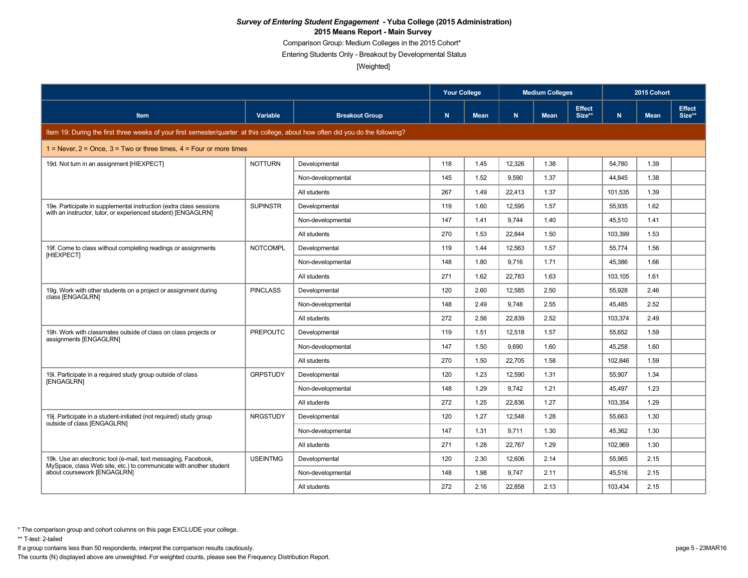***Survey of Entering Student Engagement* - Yuba College (2015 Administration)**
**2015 Means Report - Main Survey**
Comparison Group: Medium Colleges in the 2015 Cohort*
Entering Students Only - Breakout by Developmental Status
[Weighted]

| Item | Variable | Breakout Group | Your College | | Medium Colleges | | | 2015 Cohort | | |
|---|---|---|---|---|---|---|---|---|---|---|
| | | | N | Mean | N | Mean | Effect Size** | N | Mean | Effect Size** |
| **Item 19: During the first three weeks of your first semester/quarter at this college, about how often did you do the following?** | | | | | | | | | | |
| 1 = Never, 2 = Once, 3 = Two or three times, 4 = Four or more times | | | | | | | | | | |
| 19d. Not turn in an assignment [HIEXPECT] | NOTTURN | Developmental | 118 | 1.45 | 12,326 | 1.38 | | 54,780 | 1.39 | |
| | | Non-developmental | 145 | 1.52 | 9,590 | 1.37 | | 44,845 | 1.38 | |
| | | All students | 267 | 1.49 | 22,413 | 1.37 | | 101,535 | 1.39 | |
| 19e. Participate in supplemental instruction (extra class sessions with an instructor, tutor, or experienced student) [ENGAGLRN] | SUPINSTR | Developmental | 119 | 1.60 | 12,595 | 1.57 | | 55,935 | 1.62 | |
| | | Non-developmental | 147 | 1.41 | 9,744 | 1.40 | | 45,510 | 1.41 | |
| | | All students | 270 | 1.53 | 22,844 | 1.50 | | 103,399 | 1.53 | |
| 19f. Come to class without completing readings or assignments [HIEXPECT] | NOTCOMPL | Developmental | 119 | 1.44 | 12,563 | 1.57 | | 55,774 | 1.56 | |
| | | Non-developmental | 148 | 1.80 | 9,716 | 1.71 | | 45,386 | 1.66 | |
| | | All students | 271 | 1.62 | 22,783 | 1.63 | | 103,105 | 1.61 | |
| 19g. Work with other students on a project or assignment during class [ENGAGLRN] | PINCLASS | Developmental | 120 | 2.60 | 12,585 | 2.50 | | 55,928 | 2.46 | |
| | | Non-developmental | 148 | 2.49 | 9,748 | 2.55 | | 45,485 | 2.52 | |
| | | All students | 272 | 2.56 | 22,839 | 2.52 | | 103,374 | 2.49 | |
| 19h. Work with classmates outside of class on class projects or assignments [ENGAGLRN] | PREPOUTC | Developmental | 119 | 1.51 | 12,518 | 1.57 | | 55,652 | 1.59 | |
| | | Non-developmental | 147 | 1.50 | 9,690 | 1.60 | | 45,258 | 1.60 | |
| | | All students | 270 | 1.50 | 22,705 | 1.58 | | 102,846 | 1.59 | |
| 19i. Participate in a required study group outside of class [ENGAGLRN] | GRPSTUDY | Developmental | 120 | 1.23 | 12,590 | 1.31 | | 55,907 | 1.34 | |
| | | Non-developmental | 148 | 1.29 | 9,742 | 1.21 | | 45,497 | 1.23 | |
| | | All students | 272 | 1.25 | 22,836 | 1.27 | | 103,354 | 1.29 | |
| 19j. Participate in a student-initiated (not required) study group outside of class [ENGAGLRN] | NRGSTUDY | Developmental | 120 | 1.27 | 12,548 | 1.28 | | 55,663 | 1.30 | |
| | | Non-developmental | 147 | 1.31 | 9,711 | 1.30 | | 45,362 | 1.30 | |
| | | All students | 271 | 1.28 | 22,767 | 1.29 | | 102,969 | 1.30 | |
| 19k. Use an electronic tool (e-mail, text messaging, Facebook, MySpace, class Web site, etc.) to communicate with another student about coursework [ENGAGLRN] | USEINTMG | Developmental | 120 | 2.30 | 12,606 | 2.14 | | 55,965 | 2.15 | |
| | | Non-developmental | 148 | 1.98 | 9,747 | 2.11 | | 45,516 | 2.15 | |
| | | All students | 272 | 2.16 | 22,858 | 2.13 | | 103,434 | 2.15 | |

\* The comparison group and cohort columns on this page EXCLUDE your college.
\*\* T-test: 2-tailed
If a group contains less than 50 respondents, interpret the comparison results cautiously.
The counts (N) displayed above are unweighted. For weighted counts, please see the Frequency Distribution Report.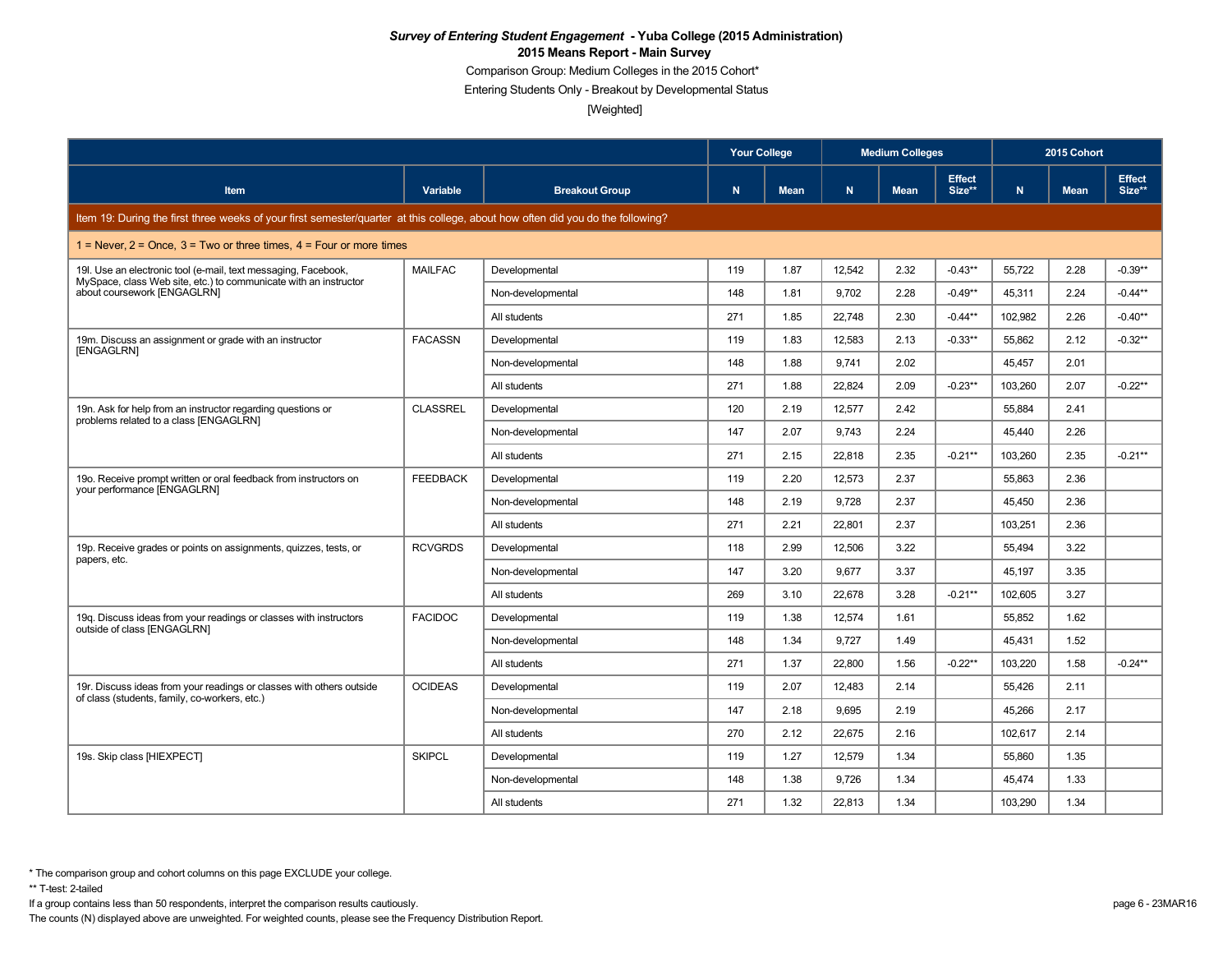***Survey of Entering Student Engagement* - Yuba College (2015 Administration)**

**2015 Means Report - Main Survey**

Comparison Group: Medium Colleges in the 2015 Cohort*

Entering Students Only - Breakout by Developmental Status

[Weighted]

| | | | Your College | | Medium Colleges | | | 2015 Cohort | | |
|---|---|---|---|---|---|---|---|---|---|---|
| **Item** | **Variable** | **Breakout Group** | **N** | **Mean** | **N** | **Mean** | **Effect Size**** | **N** | **Mean** | **Effect Size**** |
| Item 19: During the first three weeks of your first semester/quarter at this college, about how often did you do the following? | | | | | | | | | | |
| 1 = Never, 2 = Once, 3 = Two or three times, 4 = Four or more times | | | | | | | | | | |
| 19l. Use an electronic tool (e-mail, text messaging, Facebook, MySpace, class Web site, etc.) to communicate with an instructor about coursework [ENGAGLRN] | MAILFAC | Developmental | 119 | 1.87 | 12,542 | 2.32 | -0.43** | 55,722 | 2.28 | -0.39** |
| | | Non-developmental | 148 | 1.81 | 9,702 | 2.28 | -0.49** | 45,311 | 2.24 | -0.44** |
| | | All students | 271 | 1.85 | 22,748 | 2.30 | -0.44** | 102,982 | 2.26 | -0.40** |
| 19m. Discuss an assignment or grade with an instructor [ENGAGLRN] | FACASSN | Developmental | 119 | 1.83 | 12,583 | 2.13 | -0.33** | 55,862 | 2.12 | -0.32** |
| | | Non-developmental | 148 | 1.88 | 9,741 | 2.02 | | 45,457 | 2.01 | |
| | | All students | 271 | 1.88 | 22,824 | 2.09 | -0.23** | 103,260 | 2.07 | -0.22** |
| 19n. Ask for help from an instructor regarding questions or problems related to a class [ENGAGLRN] | CLASSREL | Developmental | 120 | 2.19 | 12,577 | 2.42 | | 55,884 | 2.41 | |
| | | Non-developmental | 147 | 2.07 | 9,743 | 2.24 | | 45,440 | 2.26 | |
| | | All students | 271 | 2.15 | 22,818 | 2.35 | -0.21** | 103,260 | 2.35 | -0.21** |
| 19o. Receive prompt written or oral feedback from instructors on your performance [ENGAGLRN] | FEEDBACK | Developmental | 119 | 2.20 | 12,573 | 2.37 | | 55,863 | 2.36 | |
| | | Non-developmental | 148 | 2.19 | 9,728 | 2.37 | | 45,450 | 2.36 | |
| | | All students | 271 | 2.21 | 22,801 | 2.37 | | 103,251 | 2.36 | |
| 19p. Receive grades or points on assignments, quizzes, tests, or papers, etc. | RCVGRDS | Developmental | 118 | 2.99 | 12,506 | 3.22 | | 55,494 | 3.22 | |
| | | Non-developmental | 147 | 3.20 | 9,677 | 3.37 | | 45,197 | 3.35 | |
| | | All students | 269 | 3.10 | 22,678 | 3.28 | -0.21** | 102,605 | 3.27 | |
| 19q. Discuss ideas from your readings or classes with instructors outside of class [ENGAGLRN] | FACIDOC | Developmental | 119 | 1.38 | 12,574 | 1.61 | | 55,852 | 1.62 | |
| | | Non-developmental | 148 | 1.34 | 9,727 | 1.49 | | 45,431 | 1.52 | |
| | | All students | 271 | 1.37 | 22,800 | 1.56 | -0.22** | 103,220 | 1.58 | -0.24** |
| 19r. Discuss ideas from your readings or classes with others outside of class (students, family, co-workers, etc.) | OCIDEAS | Developmental | 119 | 2.07 | 12,483 | 2.14 | | 55,426 | 2.11 | |
| | | Non-developmental | 147 | 2.18 | 9,695 | 2.19 | | 45,266 | 2.17 | |
| | | All students | 270 | 2.12 | 22,675 | 2.16 | | 102,617 | 2.14 | |
| 19s. Skip class [HIEXPECT] | SKIPCL | Developmental | 119 | 1.27 | 12,579 | 1.34 | | 55,860 | 1.35 | |
| | | Non-developmental | 148 | 1.38 | 9,726 | 1.34 | | 45,474 | 1.33 | |
| | | All students | 271 | 1.32 | 22,813 | 1.34 | | 103,290 | 1.34 | |

* The comparison group and cohort columns on this page EXCLUDE your college.

** T-test: 2-tailed

If a group contains less than 50 respondents, interpret the comparison results cautiously.

The counts (N) displayed above are unweighted. For weighted counts, please see the Frequency Distribution Report.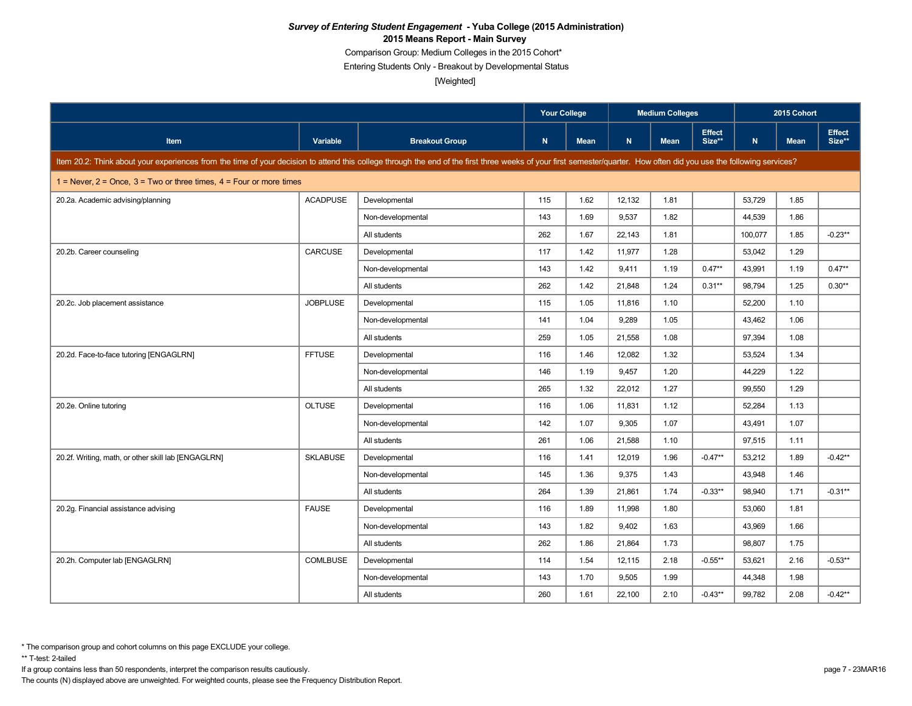***Survey of Entering Student Engagement* - Yuba College (2015 Administration)**

**2015 Means Report - Main Survey**

Comparison Group: Medium Colleges in the 2015 Cohort*

Entering Students Only - Breakout by Developmental Status

[Weighted]

| | | | Your College | | Medium Colleges | | | 2015 Cohort | | |
|---|---|---|---|---|---|---|---|---|---|---|
| Item | Variable | Breakout Group | N | Mean | N | Mean | Effect Size** | N | Mean | Effect Size** |
| Item 20.2: Think about your experiences from the time of your decision to attend this college through the end of the first three weeks of your first semester/quarter. How often did you use the following services? | | | | | | | | | | |
| 1 = Never, 2 = Once, 3 = Two or three times, 4 = Four or more times | | | | | | | | | | |
| 20.2a. Academic advising/planning | ACADPUSE | Developmental | 115 | 1.62 | 12,132 | 1.81 | | 53,729 | 1.85 | |
| | | Non-developmental | 143 | 1.69 | 9,537 | 1.82 | | 44,539 | 1.86 | |
| | | All students | 262 | 1.67 | 22,143 | 1.81 | | 100,077 | 1.85 | -0.23** |
| 20.2b. Career counseling | CARCUSE | Developmental | 117 | 1.42 | 11,977 | 1.28 | | 53,042 | 1.29 | |
| | | Non-developmental | 143 | 1.42 | 9,411 | 1.19 | 0.47** | 43,991 | 1.19 | 0.47** |
| | | All students | 262 | 1.42 | 21,848 | 1.24 | 0.31** | 98,794 | 1.25 | 0.30** |
| 20.2c. Job placement assistance | JOBPLUSE | Developmental | 115 | 1.05 | 11,816 | 1.10 | | 52,200 | 1.10 | |
| | | Non-developmental | 141 | 1.04 | 9,289 | 1.05 | | 43,462 | 1.06 | |
| | | All students | 259 | 1.05 | 21,558 | 1.08 | | 97,394 | 1.08 | |
| 20.2d. Face-to-face tutoring [ENGAGLRN] | FFTUSE | Developmental | 116 | 1.46 | 12,082 | 1.32 | | 53,524 | 1.34 | |
| | | Non-developmental | 146 | 1.19 | 9,457 | 1.20 | | 44,229 | 1.22 | |
| | | All students | 265 | 1.32 | 22,012 | 1.27 | | 99,550 | 1.29 | |
| 20.2e. Online tutoring | OLTUSE | Developmental | 116 | 1.06 | 11,831 | 1.12 | | 52,284 | 1.13 | |
| | | Non-developmental | 142 | 1.07 | 9,305 | 1.07 | | 43,491 | 1.07 | |
| | | All students | 261 | 1.06 | 21,588 | 1.10 | | 97,515 | 1.11 | |
| 20.2f. Writing, math, or other skill lab [ENGAGLRN] | SKLABUSE | Developmental | 116 | 1.41 | 12,019 | 1.96 | -0.47** | 53,212 | 1.89 | -0.42** |
| | | Non-developmental | 145 | 1.36 | 9,375 | 1.43 | | 43,948 | 1.46 | |
| | | All students | 264 | 1.39 | 21,861 | 1.74 | -0.33** | 98,940 | 1.71 | -0.31** |
| 20.2g. Financial assistance advising | FAUSE | Developmental | 116 | 1.89 | 11,998 | 1.80 | | 53,060 | 1.81 | |
| | | Non-developmental | 143 | 1.82 | 9,402 | 1.63 | | 43,969 | 1.66 | |
| | | All students | 262 | 1.86 | 21,864 | 1.73 | | 98,807 | 1.75 | |
| 20.2h. Computer lab [ENGAGLRN] | COMLBUSE | Developmental | 114 | 1.54 | 12,115 | 2.18 | -0.55** | 53,621 | 2.16 | -0.53** |
| | | Non-developmental | 143 | 1.70 | 9,505 | 1.99 | | 44,348 | 1.98 | |
| | | All students | 260 | 1.61 | 22,100 | 2.10 | -0.43** | 99,782 | 2.08 | -0.42** |

\* The comparison group and cohort columns on this page EXCLUDE your college.

** T-test: 2-tailed

If a group contains less than 50 respondents, interpret the comparison results cautiously.

The counts (N) displayed above are unweighted. For weighted counts, please see the Frequency Distribution Report.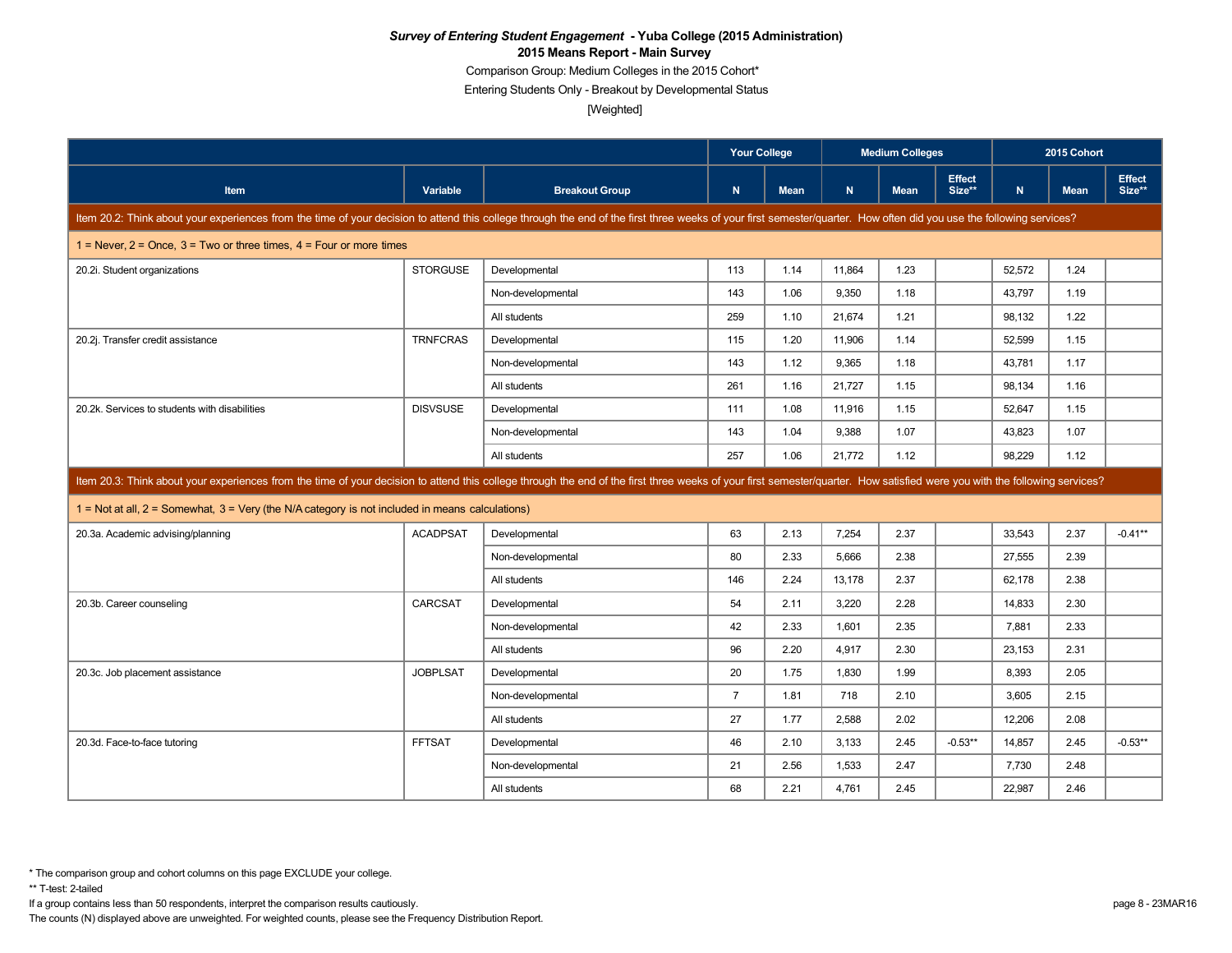***Survey of Entering Student Engagement* - Yuba College (2015 Administration)**

**2015 Means Report - Main Survey**

Comparison Group: Medium Colleges in the 2015 Cohort*

Entering Students Only - Breakout by Developmental Status

[Weighted]

| | | | Your College | | Medium Colleges | | | 2015 Cohort | | |
|---|---|---|---|---|---|---|---|---|---|---|
| **Item** | **Variable** | **Breakout Group** | **N** | **Mean** | **N** | **Mean** | **Effect Size**** | **N** | **Mean** | **Effect Size**** |
| Item 20.2: Think about your experiences from the time of your decision to attend this college through the end of the first three weeks of your first semester/quarter. How often did you use the following services? | | | | | | | | | | |
| 1 = Never, 2 = Once, 3 = Two or three times, 4 = Four or more times | | | | | | | | | | |
| 20.2i. Student organizations | STORGUSE | Developmental | 113 | 1.14 | 11,864 | 1.23 | | 52,572 | 1.24 | |
| | | Non-developmental | 143 | 1.06 | 9,350 | 1.18 | | 43,797 | 1.19 | |
| | | All students | 259 | 1.10 | 21,674 | 1.21 | | 98,132 | 1.22 | |
| 20.2j. Transfer credit assistance | TRNFCRAS | Developmental | 115 | 1.20 | 11,906 | 1.14 | | 52,599 | 1.15 | |
| | | Non-developmental | 143 | 1.12 | 9,365 | 1.18 | | 43,781 | 1.17 | |
| | | All students | 261 | 1.16 | 21,727 | 1.15 | | 98,134 | 1.16 | |
| 20.2k. Services to students with disabilities | DISVSUSE | Developmental | 111 | 1.08 | 11,916 | 1.15 | | 52,647 | 1.15 | |
| | | Non-developmental | 143 | 1.04 | 9,388 | 1.07 | | 43,823 | 1.07 | |
| | | All students | 257 | 1.06 | 21,772 | 1.12 | | 98,229 | 1.12 | |
| Item 20.3: Think about your experiences from the time of your decision to attend this college through the end of the first three weeks of your first semester/quarter. How satisfied were you with the following services? | | | | | | | | | | |
| 1 = Not at all, 2 = Somewhat, 3 = Very (the N/A category is not included in means calculations) | | | | | | | | | | |
| 20.3a. Academic advising/planning | ACADPSAT | Developmental | 63 | 2.13 | 7,254 | 2.37 | | 33,543 | 2.37 | -0.41** |
| | | Non-developmental | 80 | 2.33 | 5,666 | 2.38 | | 27,555 | 2.39 | |
| | | All students | 146 | 2.24 | 13,178 | 2.37 | | 62,178 | 2.38 | |
| 20.3b. Career counseling | CARCSAT | Developmental | 54 | 2.11 | 3,220 | 2.28 | | 14,833 | 2.30 | |
| | | Non-developmental | 42 | 2.33 | 1,601 | 2.35 | | 7,881 | 2.33 | |
| | | All students | 96 | 2.20 | 4,917 | 2.30 | | 23,153 | 2.31 | |
| 20.3c. Job placement assistance | JOBPLSAT | Developmental | 20 | 1.75 | 1,830 | 1.99 | | 8,393 | 2.05 | |
| | | Non-developmental | 7 | 1.81 | 718 | 2.10 | | 3,605 | 2.15 | |
| | | All students | 27 | 1.77 | 2,588 | 2.02 | | 12,206 | 2.08 | |
| 20.3d. Face-to-face tutoring | FFTSAT | Developmental | 46 | 2.10 | 3,133 | 2.45 | -0.53** | 14,857 | 2.45 | -0.53** |
| | | Non-developmental | 21 | 2.56 | 1,533 | 2.47 | | 7,730 | 2.48 | |
| | | All students | 68 | 2.21 | 4,761 | 2.45 | | 22,987 | 2.46 | |

* The comparison group and cohort columns on this page EXCLUDE your college.

** T-test: 2-tailed

If a group contains less than 50 respondents, interpret the comparison results cautiously.

The counts (N) displayed above are unweighted. For weighted counts, please see the Frequency Distribution Report.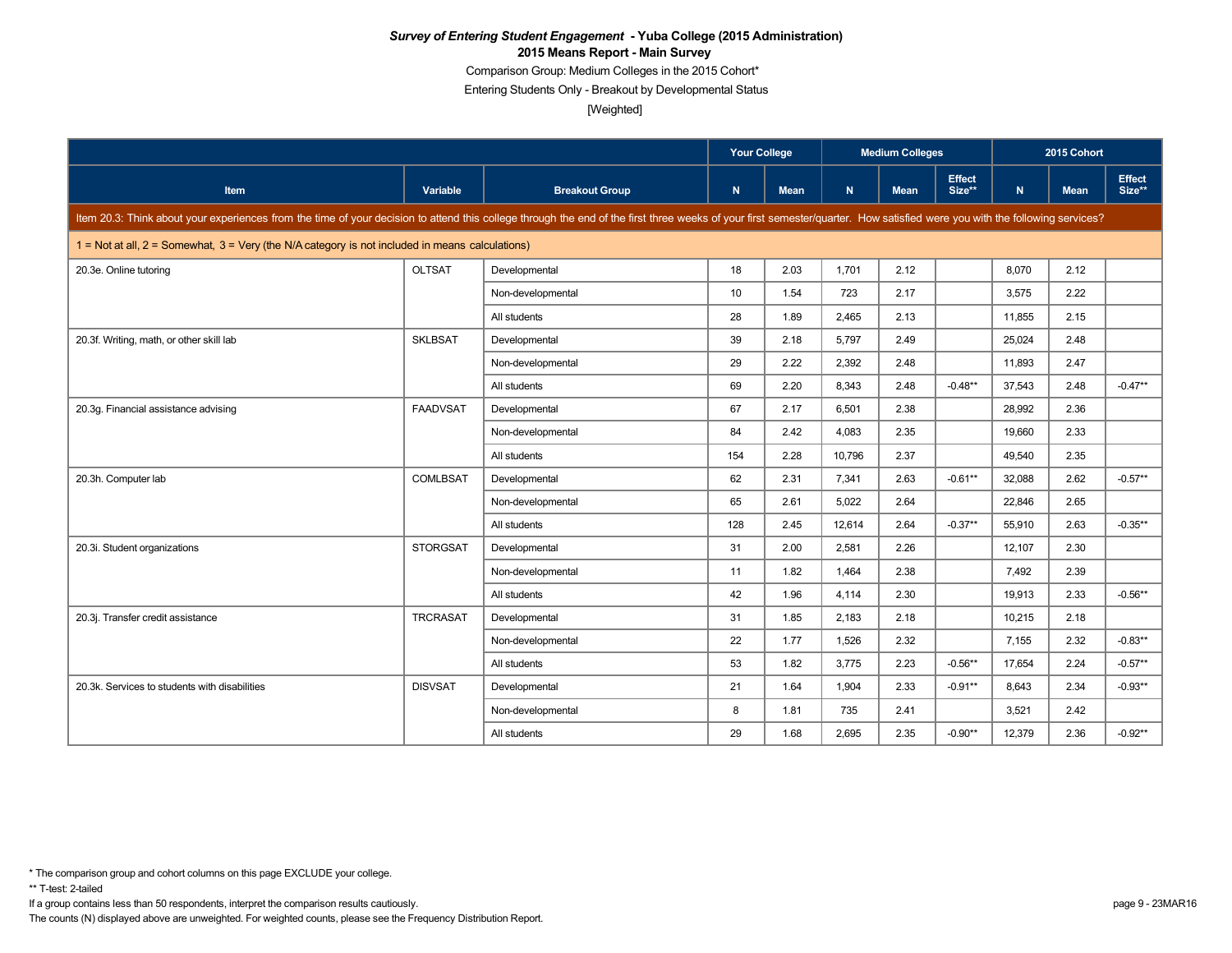***Survey of Entering Student Engagement* - Yuba College (2015 Administration)**
**2015 Means Report - Main Survey**
Comparison Group: Medium Colleges in the 2015 Cohort*
Entering Students Only - Breakout by Developmental Status
[Weighted]

| | | | Your College | | Medium Colleges | | | 2015 Cohort | | |
|---|---|---|---|---|---|---|---|---|---|---|
| Item | Variable | Breakout Group | N | Mean | N | Mean | Effect Size** | N | Mean | Effect Size** |
| Item 20.3: Think about your experiences from the time of your decision to attend this college through the end of the first three weeks of your first semester/quarter. How satisfied were you with the following services? | | | | | | | | | | |
| 1 = Not at all, 2 = Somewhat, 3 = Very (the N/A category is not included in means calculations) | | | | | | | | | | |
| 20.3e. Online tutoring | OLTSAT | Developmental | 18 | 2.03 | 1,701 | 2.12 | | 8,070 | 2.12 | |
| | | Non-developmental | 10 | 1.54 | 723 | 2.17 | | 3,575 | 2.22 | |
| | | All students | 28 | 1.89 | 2,465 | 2.13 | | 11,855 | 2.15 | |
| 20.3f. Writing, math, or other skill lab | SKLBSAT | Developmental | 39 | 2.18 | 5,797 | 2.49 | | 25,024 | 2.48 | |
| | | Non-developmental | 29 | 2.22 | 2,392 | 2.48 | | 11,893 | 2.47 | |
| | | All students | 69 | 2.20 | 8,343 | 2.48 | -0.48** | 37,543 | 2.48 | -0.47** |
| 20.3g. Financial assistance advising | FAADVSAT | Developmental | 67 | 2.17 | 6,501 | 2.38 | | 28,992 | 2.36 | |
| | | Non-developmental | 84 | 2.42 | 4,083 | 2.35 | | 19,660 | 2.33 | |
| | | All students | 154 | 2.28 | 10,796 | 2.37 | | 49,540 | 2.35 | |
| 20.3h. Computer lab | COMLBSAT | Developmental | 62 | 2.31 | 7,341 | 2.63 | -0.61** | 32,088 | 2.62 | -0.57** |
| | | Non-developmental | 65 | 2.61 | 5,022 | 2.64 | | 22,846 | 2.65 | |
| | | All students | 128 | 2.45 | 12,614 | 2.64 | -0.37** | 55,910 | 2.63 | -0.35** |
| 20.3i. Student organizations | STORGSAT | Developmental | 31 | 2.00 | 2,581 | 2.26 | | 12,107 | 2.30 | |
| | | Non-developmental | 11 | 1.82 | 1,464 | 2.38 | | 7,492 | 2.39 | |
| | | All students | 42 | 1.96 | 4,114 | 2.30 | | 19,913 | 2.33 | -0.56** |
| 20.3j. Transfer credit assistance | TRCRASAT | Developmental | 31 | 1.85 | 2,183 | 2.18 | | 10,215 | 2.18 | |
| | | Non-developmental | 22 | 1.77 | 1,526 | 2.32 | | 7,155 | 2.32 | -0.83** |
| | | All students | 53 | 1.82 | 3,775 | 2.23 | -0.56** | 17,654 | 2.24 | -0.57** |
| 20.3k. Services to students with disabilities | DISVSAT | Developmental | 21 | 1.64 | 1,904 | 2.33 | -0.91** | 8,643 | 2.34 | -0.93** |
| | | Non-developmental | 8 | 1.81 | 735 | 2.41 | | 3,521 | 2.42 | |
| | | All students | 29 | 1.68 | 2,695 | 2.35 | -0.90** | 12,379 | 2.36 | -0.92** |

\* The comparison group and cohort columns on this page EXCLUDE your college.
** T-test: 2-tailed
If a group contains less than 50 respondents, interpret the comparison results cautiously.
The counts (N) displayed above are unweighted. For weighted counts, please see the Frequency Distribution Report.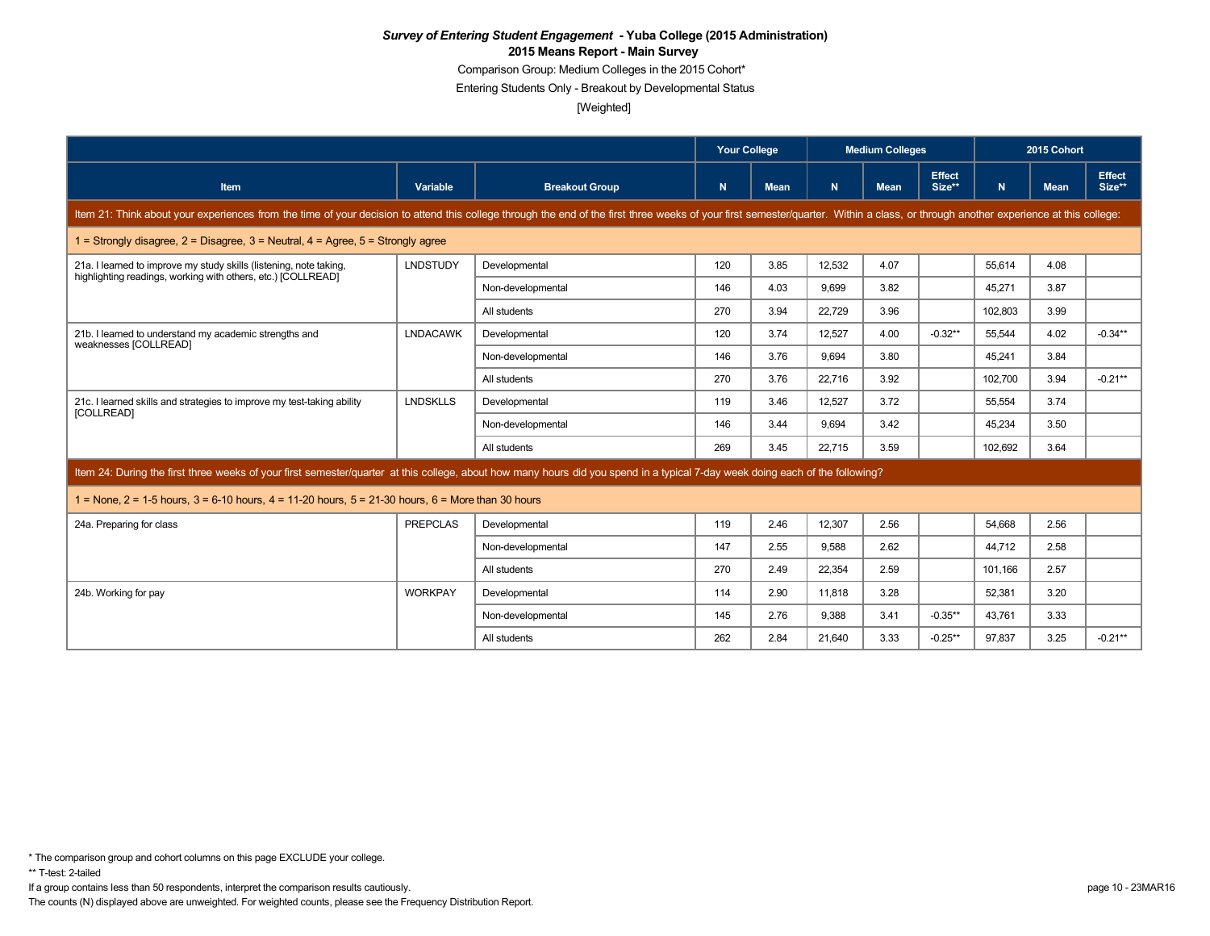***Survey of Entering Student Engagement* - Yuba College (2015 Administration)**

**2015 Means Report - Main Survey**

Comparison Group: Medium Colleges in the 2015 Cohort*

Entering Students Only - Breakout by Developmental Status

[Weighted]

| | | | Your College | | Medium Colleges | | | 2015 Cohort | | |
|---|---|---|---|---|---|---|---|---|---|---|
| **Item** | **Variable** | **Breakout Group** | **N** | **Mean** | **N** | **Mean** | **Effect Size**** | **N** | **Mean** | **Effect Size**** |
| **Item 21: Think about your experiences from the time of your decision to attend this college through the end of the first three weeks of your first semester/quarter. Within a class, or through another experience at this college:** | | | | | | | | | | |
| 1 = Strongly disagree, 2 = Disagree, 3 = Neutral, 4 = Agree, 5 = Strongly agree | | | | | | | | | | |
| 21a. I learned to improve my study skills (listening, note taking, highlighting readings, working with others, etc.) [COLLREAD] | LNDSTUDY | Developmental | 120 | 3.85 | 12,532 | 4.07 | | 55,614 | 4.08 | |
| | | Non-developmental | 146 | 4.03 | 9,699 | 3.82 | | 45,271 | 3.87 | |
| | | All students | 270 | 3.94 | 22,729 | 3.96 | | 102,803 | 3.99 | |
| 21b. I learned to understand my academic strengths and weaknesses [COLLREAD] | LNDACAWK | Developmental | 120 | 3.74 | 12,527 | 4.00 | -0.32** | 55,544 | 4.02 | -0.34** |
| | | Non-developmental | 146 | 3.76 | 9,694 | 3.80 | | 45,241 | 3.84 | |
| | | All students | 270 | 3.76 | 22,716 | 3.92 | | 102,700 | 3.94 | -0.21** |
| 21c. I learned skills and strategies to improve my test-taking ability [COLLREAD] | LNDSKLLS | Developmental | 119 | 3.46 | 12,527 | 3.72 | | 55,554 | 3.74 | |
| | | Non-developmental | 146 | 3.44 | 9,694 | 3.42 | | 45,234 | 3.50 | |
| | | All students | 269 | 3.45 | 22,715 | 3.59 | | 102,692 | 3.64 | |
| **Item 24: During the first three weeks of your first semester/quarter at this college, about how many hours did you spend in a typical 7-day week doing each of the following?** | | | | | | | | | | |
| 1 = None, 2 = 1-5 hours, 3 = 6-10 hours, 4 = 11-20 hours, 5 = 21-30 hours, 6 = More than 30 hours | | | | | | | | | | |
| 24a. Preparing for class | PREPCLAS | Developmental | 119 | 2.46 | 12,307 | 2.56 | | 54,668 | 2.56 | |
| | | Non-developmental | 147 | 2.55 | 9,588 | 2.62 | | 44,712 | 2.58 | |
| | | All students | 270 | 2.49 | 22,354 | 2.59 | | 101,166 | 2.57 | |
| 24b. Working for pay | WORKPAY | Developmental | 114 | 2.90 | 11,818 | 3.28 | | 52,381 | 3.20 | |
| | | Non-developmental | 145 | 2.76 | 9,388 | 3.41 | -0.35** | 43,761 | 3.33 | |
| | | All students | 262 | 2.84 | 21,640 | 3.33 | -0.25** | 97,837 | 3.25 | -0.21** |

* The comparison group and cohort columns on this page EXCLUDE your college.

** T-test: 2-tailed

If a group contains less than 50 respondents, interpret the comparison results cautiously.

The counts (N) displayed above are unweighted. For weighted counts, please see the Frequency Distribution Report.